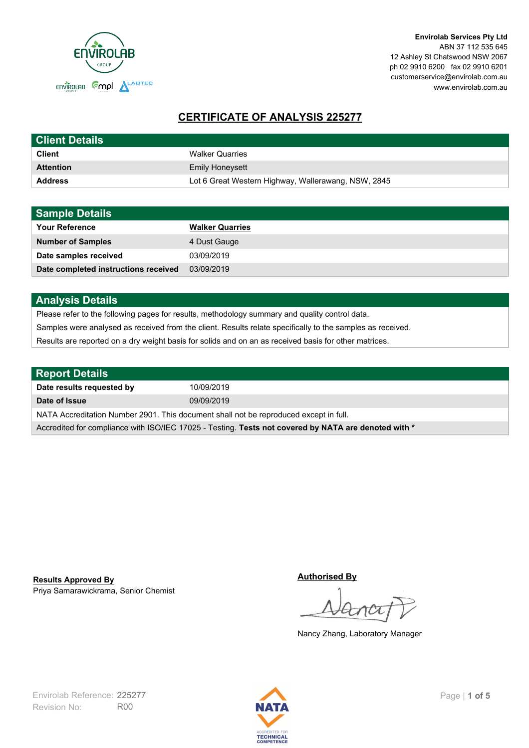Envirolab Services Pty Ltd
ABN 37 112 535 645
12 Ashley St Chatswood NSW 2067
ph 02 9910 6200 fax 02 9910 6201
customerservice@envirolab.com.au
www.envirolab.com.au

# CERTIFICATE OF ANALYSIS 225277

## Client Details

| | |
|---|---|
| **Client** | Walker Quarries |
| **Attention** | Emily Honeysett |
| **Address** | Lot 6 Great Western Highway, Wallerawang, NSW, 2845 |

## Sample Details

| | |
|---|---|
| **Your Reference** | **Walker Quarries** |
| **Number of Samples** | 4 Dust Gauge |
| **Date samples received** | 03/09/2019 |
| **Date completed instructions received** | 03/09/2019 |

## Analysis Details

Please refer to the following pages for results, methodology summary and quality control data.

Samples were analysed as received from the client. Results relate specifically to the samples as received.

Results are reported on a dry weight basis for solids and on an as received basis for other matrices.

## Report Details

| | |
|---|---|
| **Date results requested by** | 10/09/2019 |
| **Date of Issue** | 09/09/2019 |

NATA Accreditation Number 2901. This document shall not be reproduced except in full.

Accredited for compliance with ISO/IEC 17025 - Testing. **Tests not covered by NATA are denoted with ***

**Results Approved By**
Priya Samarawickrama, Senior Chemist

**Authorised By**
Nancy Zhang, Laboratory Manager

Envirolab Reference: 225277
Revision No: R00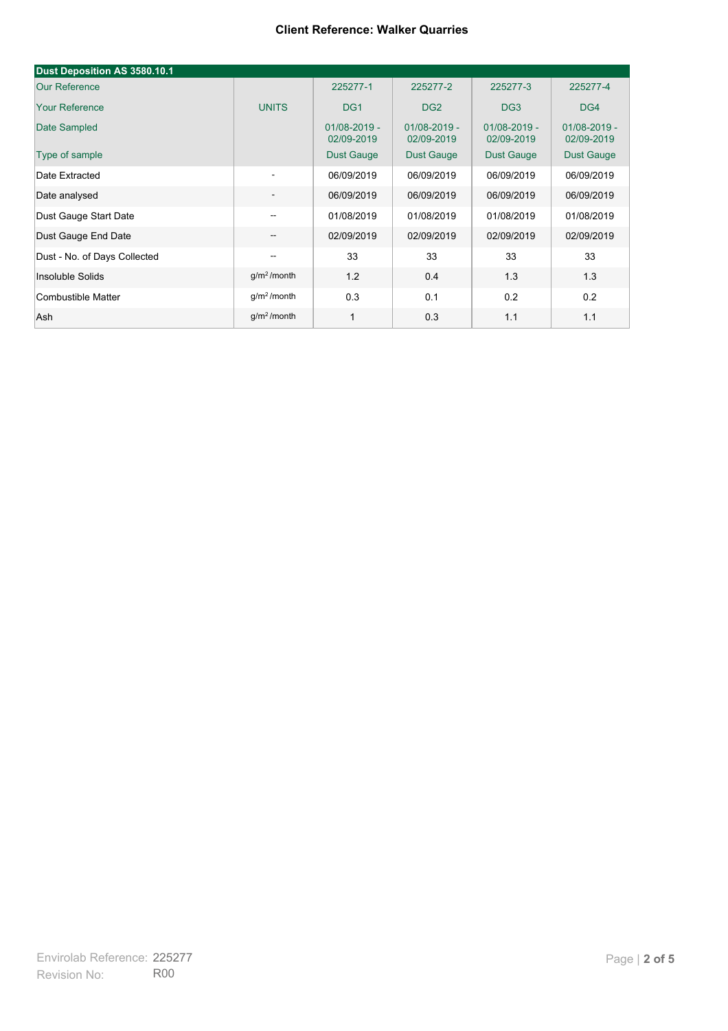**Client Reference: Walker Quarries**

| Dust Deposition AS 3580.10.1 | | | | | |
|---|---|---|---|---|---|
| Our Reference | | 225277-1 | 225277-2 | 225277-3 | 225277-4 |
| Your Reference | UNITS | DG1 | DG2 | DG3 | DG4 |
| Date Sampled | | 01/08-2019 - 02/09-2019 | 01/08-2019 - 02/09-2019 | 01/08-2019 - 02/09-2019 | 01/08-2019 - 02/09-2019 |
| Type of sample | | Dust Gauge | Dust Gauge | Dust Gauge | Dust Gauge |
| Date Extracted | - | 06/09/2019 | 06/09/2019 | 06/09/2019 | 06/09/2019 |
| Date analysed | - | 06/09/2019 | 06/09/2019 | 06/09/2019 | 06/09/2019 |
| Dust Gauge Start Date | -- | 01/08/2019 | 01/08/2019 | 01/08/2019 | 01/08/2019 |
| Dust Gauge End Date | -- | 02/09/2019 | 02/09/2019 | 02/09/2019 | 02/09/2019 |
| Dust - No. of Days Collected | -- | 33 | 33 | 33 | 33 |
| Insoluble Solids | $g/m^2$ /month | 1.2 | 0.4 | 1.3 | 1.3 |
| Combustible Matter | $g/m^2$ /month | 0.3 | 0.1 | 0.2 | 0.2 |
| Ash | $g/m^2$ /month | 1 | 0.3 | 1.1 | 1.1 |

Envirolab Reference: 225277
Revision No: R00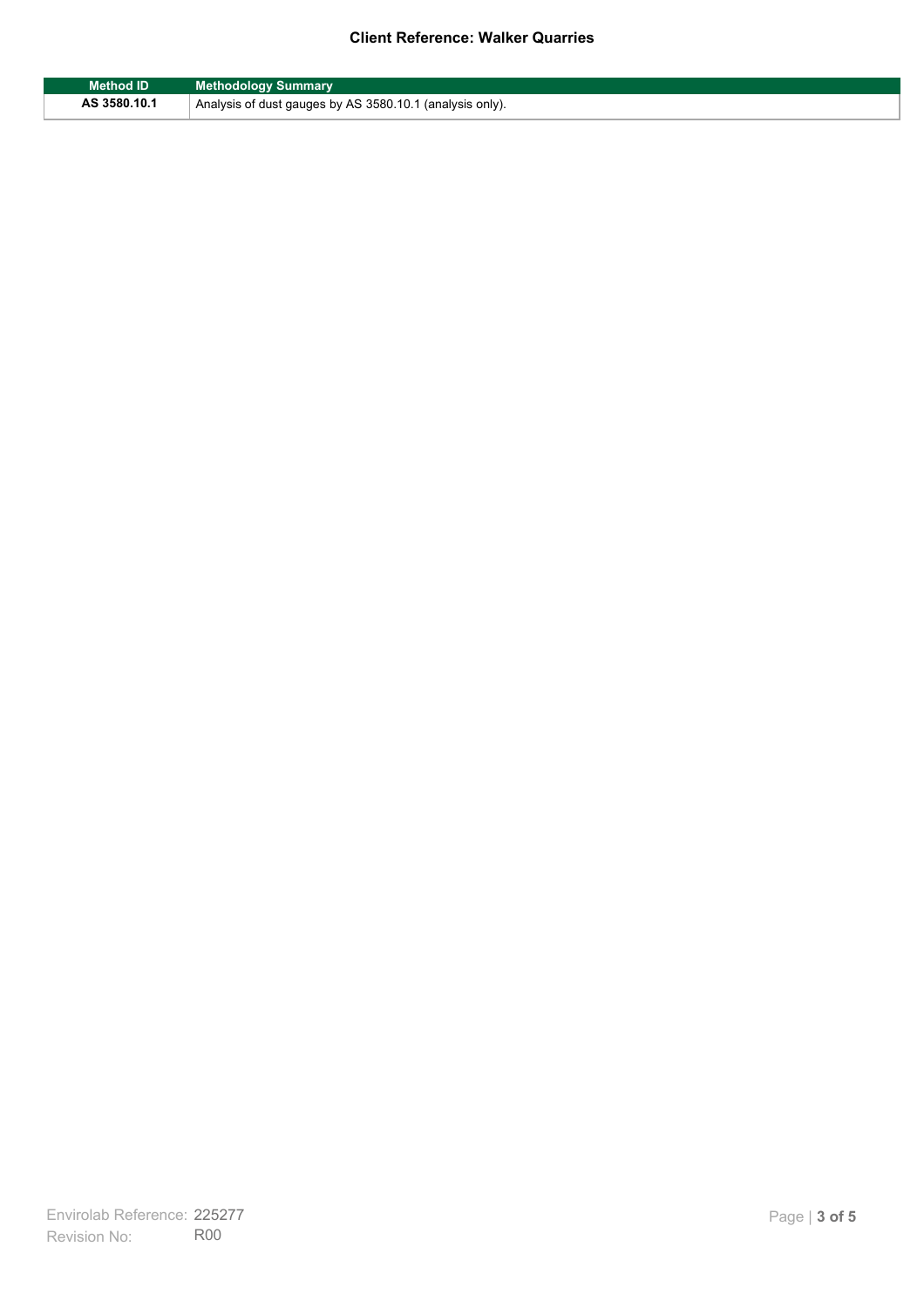| Method ID | Methodology Summary |
| --- | --- |
| **AS 3580.10.1** | Analysis of dust gauges by AS 3580.10.1 (analysis only). |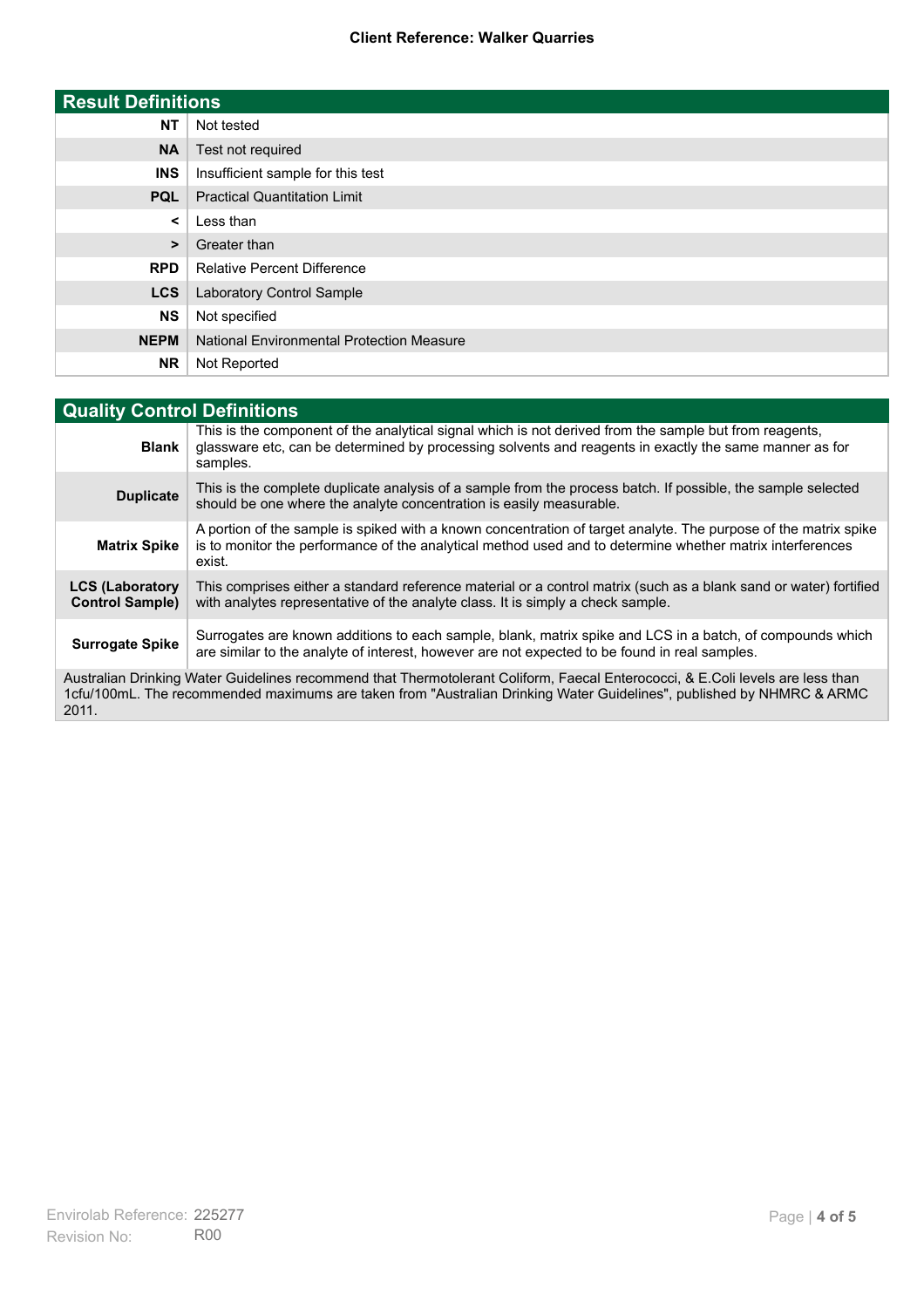**Client Reference: Walker Quarries**

| Result Definitions | |
|---|---|
| **NT** | Not tested |
| **NA** | Test not required |
| **INS** | Insufficient sample for this test |
| **PQL** | Practical Quantitation Limit |
| **<** | Less than |
| **>** | Greater than |
| **RPD** | Relative Percent Difference |
| **LCS** | Laboratory Control Sample |
| **NS** | Not specified |
| **NEPM** | National Environmental Protection Measure |
| **NR** | Not Reported |

| Quality Control Definitions | |
|---|---|
| **Blank** | This is the component of the analytical signal which is not derived from the sample but from reagents, glassware etc, can be determined by processing solvents and reagents in exactly the same manner as for samples. |
| **Duplicate** | This is the complete duplicate analysis of a sample from the process batch. If possible, the sample selected should be one where the analyte concentration is easily measurable. |
| **Matrix Spike** | A portion of the sample is spiked with a known concentration of target analyte. The purpose of the matrix spike is to monitor the performance of the analytical method used and to determine whether matrix interferences exist. |
| **LCS (Laboratory Control Sample)** | This comprises either a standard reference material or a control matrix (such as a blank sand or water) fortified with analytes representative of the analyte class. It is simply a check sample. |
| **Surrogate Spike** | Surrogates are known additions to each sample, blank, matrix spike and LCS in a batch, of compounds which are similar to the analyte of interest, however are not expected to be found in real samples. |

Australian Drinking Water Guidelines recommend that Thermotolerant Coliform, Faecal Enterococci, & E.Coli levels are less than 1cfu/100mL. The recommended maximums are taken from "Australian Drinking Water Guidelines", published by NHMRC & ARMC 2011.

Envirolab Reference: 225277
Revision No: R00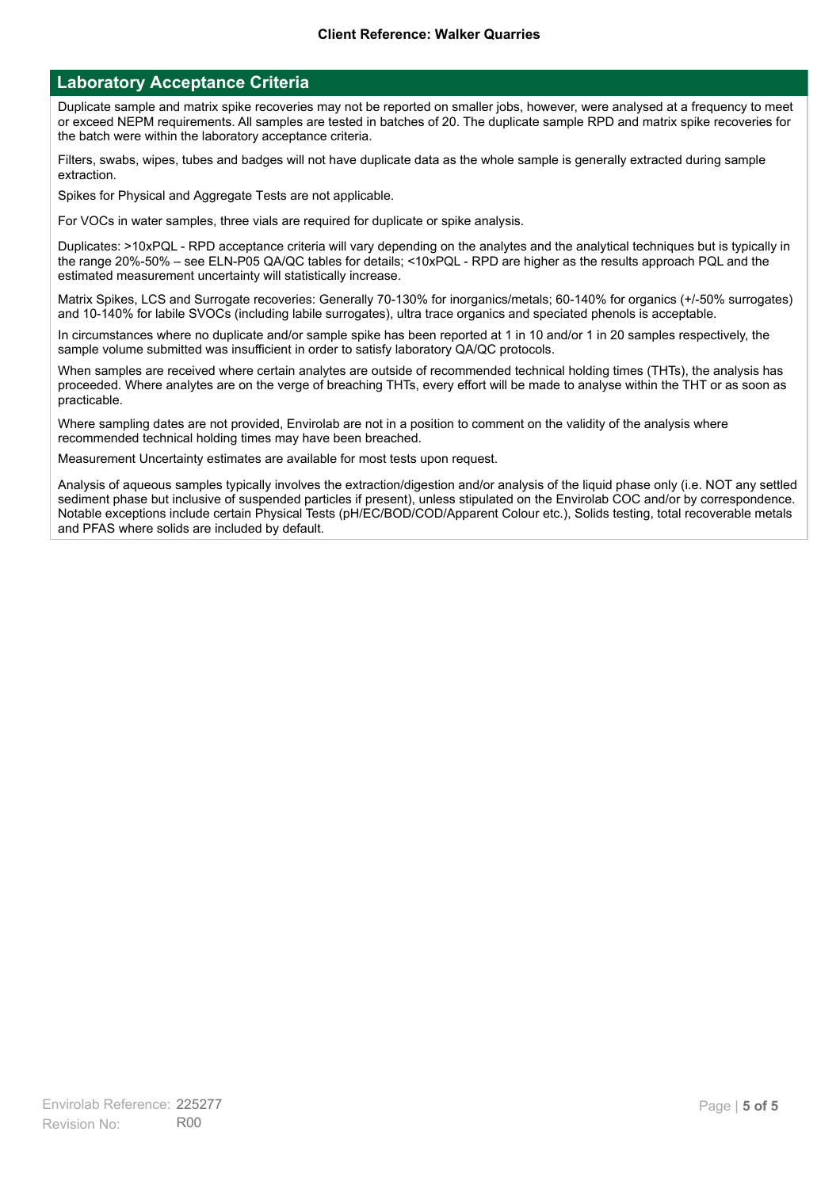## Laboratory Acceptance Criteria

Duplicate sample and matrix spike recoveries may not be reported on smaller jobs, however, were analysed at a frequency to meet or exceed NEPM requirements. All samples are tested in batches of 20. The duplicate sample RPD and matrix spike recoveries for the batch were within the laboratory acceptance criteria.

Filters, swabs, wipes, tubes and badges will not have duplicate data as the whole sample is generally extracted during sample extraction.

Spikes for Physical and Aggregate Tests are not applicable.

For VOCs in water samples, three vials are required for duplicate or spike analysis.

Duplicates: >10xPQL - RPD acceptance criteria will vary depending on the analytes and the analytical techniques but is typically in the range 20%-50% – see ELN-P05 QA/QC tables for details; <10xPQL - RPD are higher as the results approach PQL and the estimated measurement uncertainty will statistically increase.

Matrix Spikes, LCS and Surrogate recoveries: Generally 70-130% for inorganics/metals; 60-140% for organics (+/-50% surrogates) and 10-140% for labile SVOCs (including labile surrogates), ultra trace organics and speciated phenols is acceptable.

In circumstances where no duplicate and/or sample spike has been reported at 1 in 10 and/or 1 in 20 samples respectively, the sample volume submitted was insufficient in order to satisfy laboratory QA/QC protocols.

When samples are received where certain analytes are outside of recommended technical holding times (THTs), the analysis has proceeded. Where analytes are on the verge of breaching THTs, every effort will be made to analyse within the THT or as soon as practicable.

Where sampling dates are not provided, Envirolab are not in a position to comment on the validity of the analysis where recommended technical holding times may have been breached.

Measurement Uncertainty estimates are available for most tests upon request.

Analysis of aqueous samples typically involves the extraction/digestion and/or analysis of the liquid phase only (i.e. NOT any settled sediment phase but inclusive of suspended particles if present), unless stipulated on the Envirolab COC and/or by correspondence. Notable exceptions include certain Physical Tests (pH/EC/BOD/COD/Apparent Colour etc.), Solids testing, total recoverable metals and PFAS where solids are included by default.